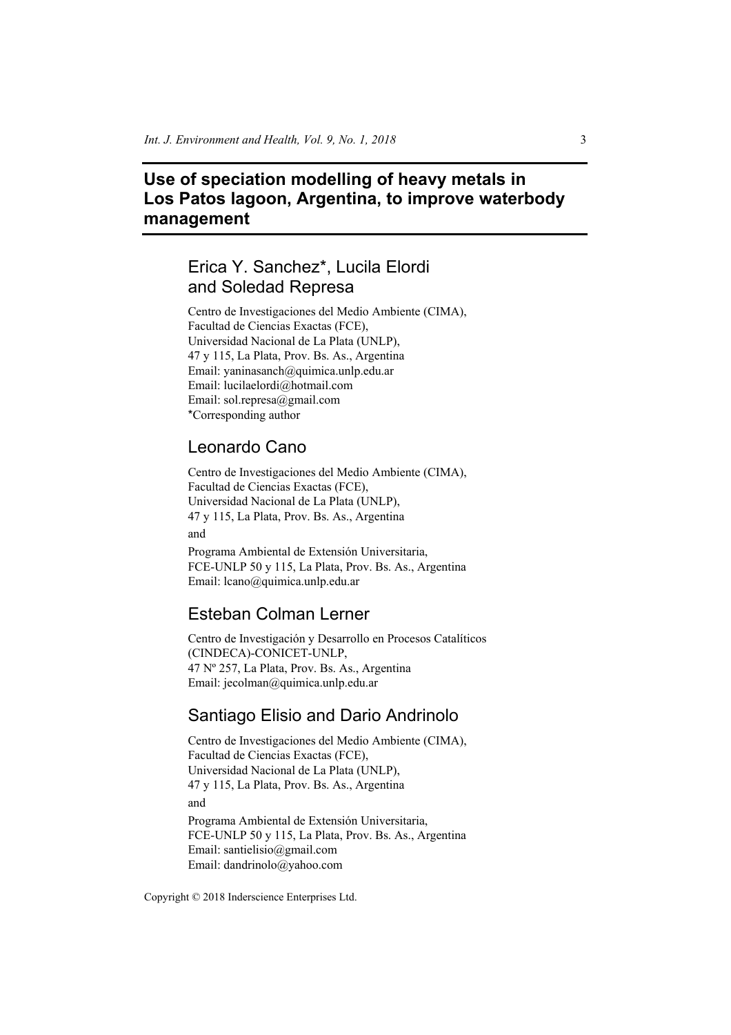# Use of speciation modelling of heavy metals in Los Patos lagoon, Argentina, to improve waterbody management

## Erica Y. Sanchez*, Lucila Elordi and Soledad Represa

Centro de Investigaciones del Medio Ambiente (CIMA),
Facultad de Ciencias Exactas (FCE),
Universidad Nacional de La Plata (UNLP),
47 y 115, La Plata, Prov. Bs. As., Argentina
Email: yaninasanch@quimica.unlp.edu.ar
Email: lucilaelordi@hotmail.com
Email: sol.represa@gmail.com
*Corresponding author

## Leonardo Cano

Centro de Investigaciones del Medio Ambiente (CIMA),
Facultad de Ciencias Exactas (FCE),
Universidad Nacional de La Plata (UNLP),
47 y 115, La Plata, Prov. Bs. As., Argentina
and
Programa Ambiental de Extensión Universitaria,
FCE-UNLP 50 y 115, La Plata, Prov. Bs. As., Argentina
Email: lcano@quimica.unlp.edu.ar

## Esteban Colman Lerner

Centro de Investigación y Desarrollo en Procesos Catalíticos
(CINDECA)-CONICET-UNLP,
47 Nº 257, La Plata, Prov. Bs. As., Argentina
Email: jecolman@quimica.unlp.edu.ar

## Santiago Elisio and Dario Andrinolo

Centro de Investigaciones del Medio Ambiente (CIMA),
Facultad de Ciencias Exactas (FCE),
Universidad Nacional de La Plata (UNLP),
47 y 115, La Plata, Prov. Bs. As., Argentina
and
Programa Ambiental de Extensión Universitaria,
FCE-UNLP 50 y 115, La Plata, Prov. Bs. As., Argentina
Email: santielisio@gmail.com
Email: dandrinolo@yahoo.com

Copyright © 2018 Inderscience Enterprises Ltd.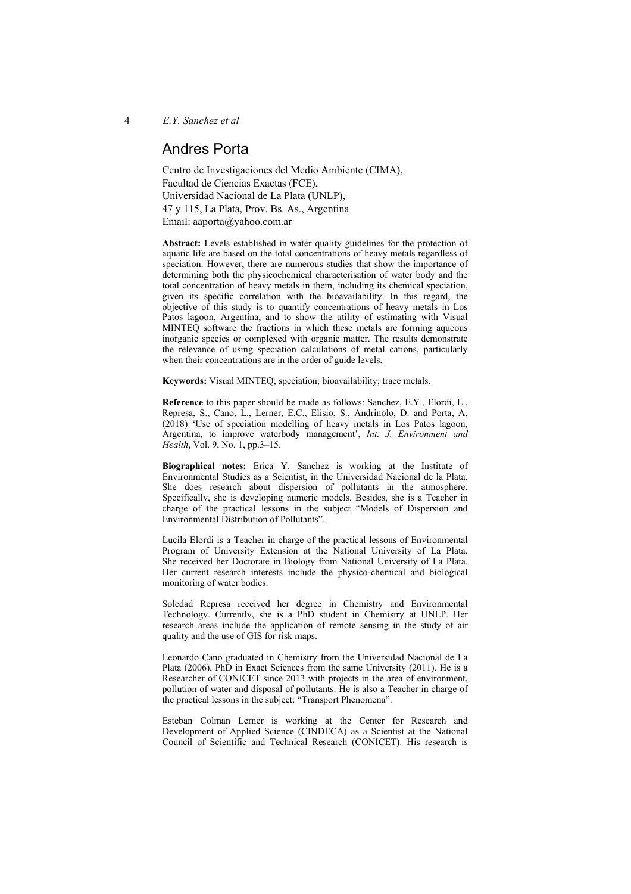## Andres Porta

Centro de Investigaciones del Medio Ambiente (CIMA),
Facultad de Ciencias Exactas (FCE),
Universidad Nacional de La Plata (UNLP),
47 y 115, La Plata, Prov. Bs. As., Argentina
Email: aaporta@yahoo.com.ar

**Abstract:** Levels established in water quality guidelines for the protection of aquatic life are based on the total concentrations of heavy metals regardless of speciation. However, there are numerous studies that show the importance of determining both the physicochemical characterisation of water body and the total concentration of heavy metals in them, including its chemical speciation, given its specific correlation with the bioavailability. In this regard, the objective of this study is to quantify concentrations of heavy metals in Los Patos lagoon, Argentina, and to show the utility of estimating with Visual MINTEQ software the fractions in which these metals are forming aqueous inorganic species or complexed with organic matter. The results demonstrate the relevance of using speciation calculations of metal cations, particularly when their concentrations are in the order of guide levels.

**Keywords:** Visual MINTEQ; speciation; bioavailability; trace metals.

**Reference** to this paper should be made as follows: Sanchez, E.Y., Elordi, L., Represa, S., Cano, L., Lerner, E.C., Elisio, S., Andrinolo, D. and Porta, A. (2018) 'Use of speciation modelling of heavy metals in Los Patos lagoon, Argentina, to improve waterbody management', *Int. J. Environment and Health*, Vol. 9, No. 1, pp.3–15.

**Biographical notes:** Erica Y. Sanchez is working at the Institute of Environmental Studies as a Scientist, in the Universidad Nacional de la Plata. She does research about dispersion of pollutants in the atmosphere. Specifically, she is developing numeric models. Besides, she is a Teacher in charge of the practical lessons in the subject "Models of Dispersion and Environmental Distribution of Pollutants".

Lucila Elordi is a Teacher in charge of the practical lessons of Environmental Program of University Extension at the National University of La Plata. She received her Doctorate in Biology from National University of La Plata. Her current research interests include the physico-chemical and biological monitoring of water bodies.

Soledad Represa received her degree in Chemistry and Environmental Technology. Currently, she is a PhD student in Chemistry at UNLP. Her research areas include the application of remote sensing in the study of air quality and the use of GIS for risk maps.

Leonardo Cano graduated in Chemistry from the Universidad Nacional de La Plata (2006), PhD in Exact Sciences from the same University (2011). He is a Researcher of CONICET since 2013 with projects in the area of environment, pollution of water and disposal of pollutants. He is also a Teacher in charge of the practical lessons in the subject: "Transport Phenomena".

Esteban Colman Lerner is working at the Center for Research and Development of Applied Science (CINDECA) as a Scientist at the National Council of Scientific and Technical Research (CONICET). His research is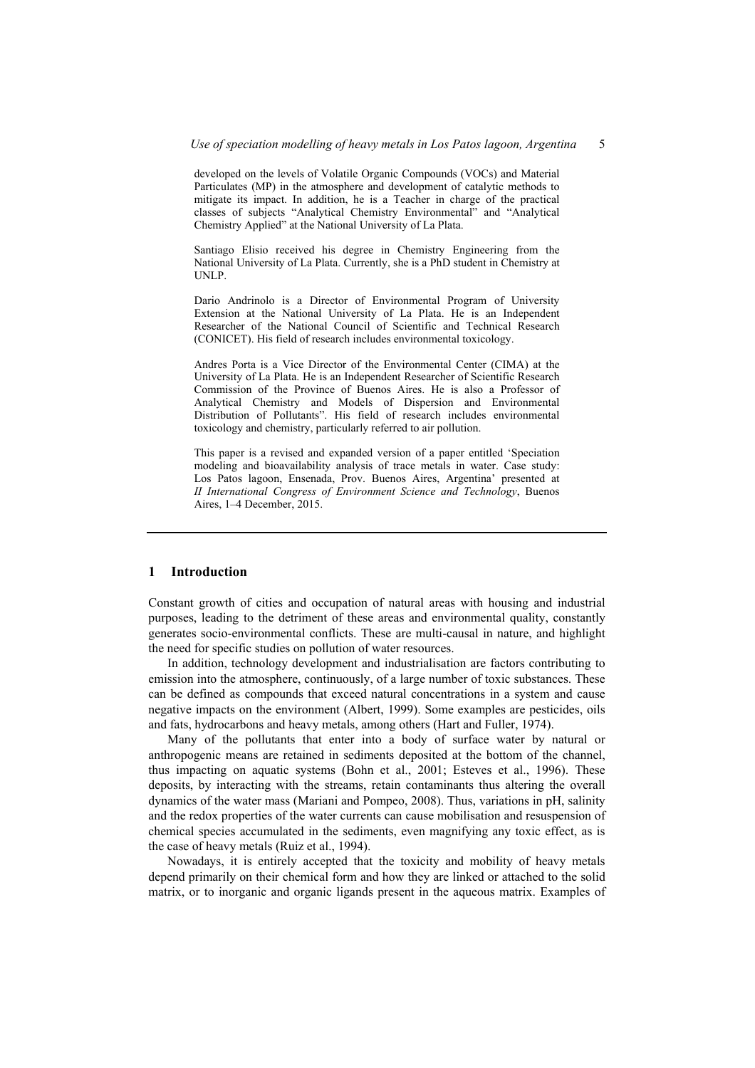developed on the levels of Volatile Organic Compounds (VOCs) and Material Particulates (MP) in the atmosphere and development of catalytic methods to mitigate its impact. In addition, he is a Teacher in charge of the practical classes of subjects "Analytical Chemistry Environmental" and "Analytical Chemistry Applied" at the National University of La Plata.

Santiago Elisio received his degree in Chemistry Engineering from the National University of La Plata. Currently, she is a PhD student in Chemistry at UNLP.

Dario Andrinolo is a Director of Environmental Program of University Extension at the National University of La Plata. He is an Independent Researcher of the National Council of Scientific and Technical Research (CONICET). His field of research includes environmental toxicology.

Andres Porta is a Vice Director of the Environmental Center (CIMA) at the University of La Plata. He is an Independent Researcher of Scientific Research Commission of the Province of Buenos Aires. He is also a Professor of Analytical Chemistry and Models of Dispersion and Environmental Distribution of Pollutants". His field of research includes environmental toxicology and chemistry, particularly referred to air pollution.

This paper is a revised and expanded version of a paper entitled 'Speciation modeling and bioavailability analysis of trace metals in water. Case study: Los Patos lagoon, Ensenada, Prov. Buenos Aires, Argentina' presented at *II International Congress of Environment Science and Technology*, Buenos Aires, 1–4 December, 2015.

## 1 Introduction

Constant growth of cities and occupation of natural areas with housing and industrial purposes, leading to the detriment of these areas and environmental quality, constantly generates socio-environmental conflicts. These are multi-causal in nature, and highlight the need for specific studies on pollution of water resources.

In addition, technology development and industrialisation are factors contributing to emission into the atmosphere, continuously, of a large number of toxic substances. These can be defined as compounds that exceed natural concentrations in a system and cause negative impacts on the environment (Albert, 1999). Some examples are pesticides, oils and fats, hydrocarbons and heavy metals, among others (Hart and Fuller, 1974).

Many of the pollutants that enter into a body of surface water by natural or anthropogenic means are retained in sediments deposited at the bottom of the channel, thus impacting on aquatic systems (Bohn et al., 2001; Esteves et al., 1996). These deposits, by interacting with the streams, retain contaminants thus altering the overall dynamics of the water mass (Mariani and Pompeo, 2008). Thus, variations in pH, salinity and the redox properties of the water currents can cause mobilisation and resuspension of chemical species accumulated in the sediments, even magnifying any toxic effect, as is the case of heavy metals (Ruiz et al., 1994).

Nowadays, it is entirely accepted that the toxicity and mobility of heavy metals depend primarily on their chemical form and how they are linked or attached to the solid matrix, or to inorganic and organic ligands present in the aqueous matrix. Examples of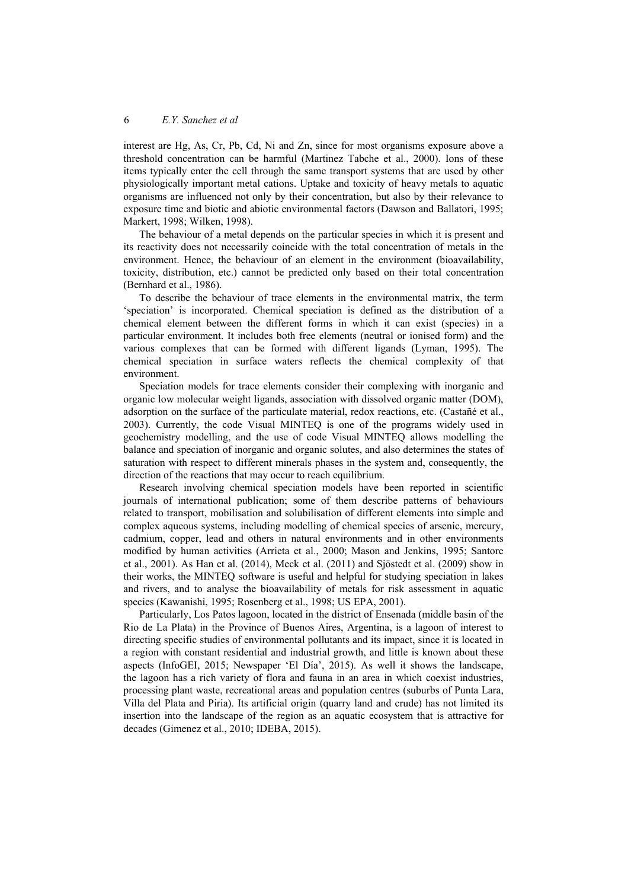interest are Hg, As, Cr, Pb, Cd, Ni and Zn, since for most organisms exposure above a threshold concentration can be harmful (Martinez Tabche et al., 2000). Ions of these items typically enter the cell through the same transport systems that are used by other physiologically important metal cations. Uptake and toxicity of heavy metals to aquatic organisms are influenced not only by their concentration, but also by their relevance to exposure time and biotic and abiotic environmental factors (Dawson and Ballatori, 1995; Markert, 1998; Wilken, 1998).

The behaviour of a metal depends on the particular species in which it is present and its reactivity does not necessarily coincide with the total concentration of metals in the environment. Hence, the behaviour of an element in the environment (bioavailability, toxicity, distribution, etc.) cannot be predicted only based on their total concentration (Bernhard et al., 1986).

To describe the behaviour of trace elements in the environmental matrix, the term 'speciation' is incorporated. Chemical speciation is defined as the distribution of a chemical element between the different forms in which it can exist (species) in a particular environment. It includes both free elements (neutral or ionised form) and the various complexes that can be formed with different ligands (Lyman, 1995). The chemical speciation in surface waters reflects the chemical complexity of that environment.

Speciation models for trace elements consider their complexing with inorganic and organic low molecular weight ligands, association with dissolved organic matter (DOM), adsorption on the surface of the particulate material, redox reactions, etc. (Castañé et al., 2003). Currently, the code Visual MINTEQ is one of the programs widely used in geochemistry modelling, and the use of code Visual MINTEQ allows modelling the balance and speciation of inorganic and organic solutes, and also determines the states of saturation with respect to different minerals phases in the system and, consequently, the direction of the reactions that may occur to reach equilibrium.

Research involving chemical speciation models have been reported in scientific journals of international publication; some of them describe patterns of behaviours related to transport, mobilisation and solubilisation of different elements into simple and complex aqueous systems, including modelling of chemical species of arsenic, mercury, cadmium, copper, lead and others in natural environments and in other environments modified by human activities (Arrieta et al., 2000; Mason and Jenkins, 1995; Santore et al., 2001). As Han et al. (2014), Meck et al. (2011) and Sjöstedt et al. (2009) show in their works, the MINTEQ software is useful and helpful for studying speciation in lakes and rivers, and to analyse the bioavailability of metals for risk assessment in aquatic species (Kawanishi, 1995; Rosenberg et al., 1998; US EPA, 2001).

Particularly, Los Patos lagoon, located in the district of Ensenada (middle basin of the Rio de La Plata) in the Province of Buenos Aires, Argentina, is a lagoon of interest to directing specific studies of environmental pollutants and its impact, since it is located in a region with constant residential and industrial growth, and little is known about these aspects (InfoGEI, 2015; Newspaper 'El Día', 2015). As well it shows the landscape, the lagoon has a rich variety of flora and fauna in an area in which coexist industries, processing plant waste, recreational areas and population centres (suburbs of Punta Lara, Villa del Plata and Piria). Its artificial origin (quarry land and crude) has not limited its insertion into the landscape of the region as an aquatic ecosystem that is attractive for decades (Gimenez et al., 2010; IDEBA, 2015).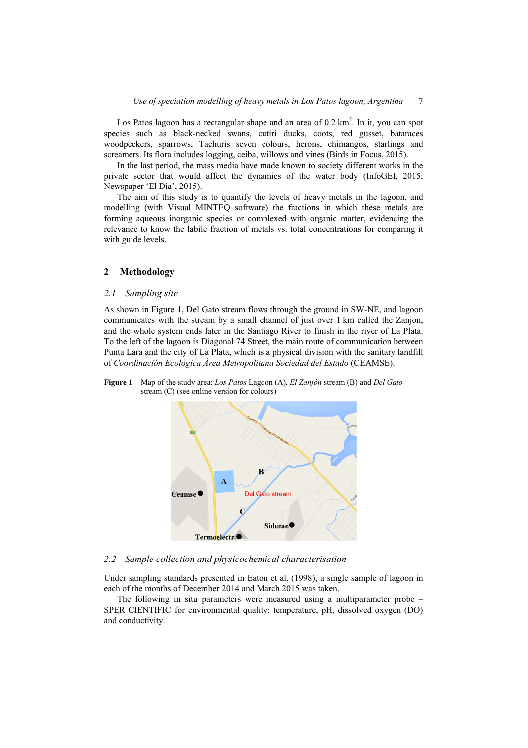Los Patos lagoon has a rectangular shape and an area of 0.2 $km^2$. In it, you can spot species such as black-necked swans, cutirí ducks, coots, red gusset, bataraces woodpeckers, sparrows, Tachuris seven colours, herons, chimangos, starlings and screamers. Its flora includes logging, ceiba, willows and vines (Birds in Focus, 2015).

In the last period, the mass media have made known to society different works in the private sector that would affect the dynamics of the water body (InfoGEI, 2015; Newspaper 'El Día', 2015).

The aim of this study is to quantify the levels of heavy metals in the lagoon, and modelling (with Visual MINTEQ software) the fractions in which these metals are forming aqueous inorganic species or complexed with organic matter, evidencing the relevance to know the labile fraction of metals vs. total concentrations for comparing it with guide levels.

## 2 Methodology

### 2.1 Sampling site

As shown in Figure 1, Del Gato stream flows through the ground in SW-NE, and lagoon communicates with the stream by a small channel of just over 1 km called the Zanjon, and the whole system ends later in the Santiago River to finish in the river of La Plata. To the left of the lagoon is Diagonal 74 Street, the main route of communication between Punta Lara and the city of La Plata, which is a physical division with the sanitary landfill of *Coordinación Ecológica Área Metropolitana Sociedad del Estado* (CEAMSE).

**Figure 1** Map of the study area: *Los Patos* Lagoon (A), *El Zanjón* stream (B) and *Del Gato* stream (C) (see online version for colours)

### 2.2 Sample collection and physicochemical characterisation

Under sampling standards presented in Eaton et al. (1998), a single sample of lagoon in each of the months of December 2014 and March 2015 was taken.

The following in situ parameters were measured using a multiparameter probe – SPER CIENTIFIC for environmental quality: temperature, pH, dissolved oxygen (DO) and conductivity.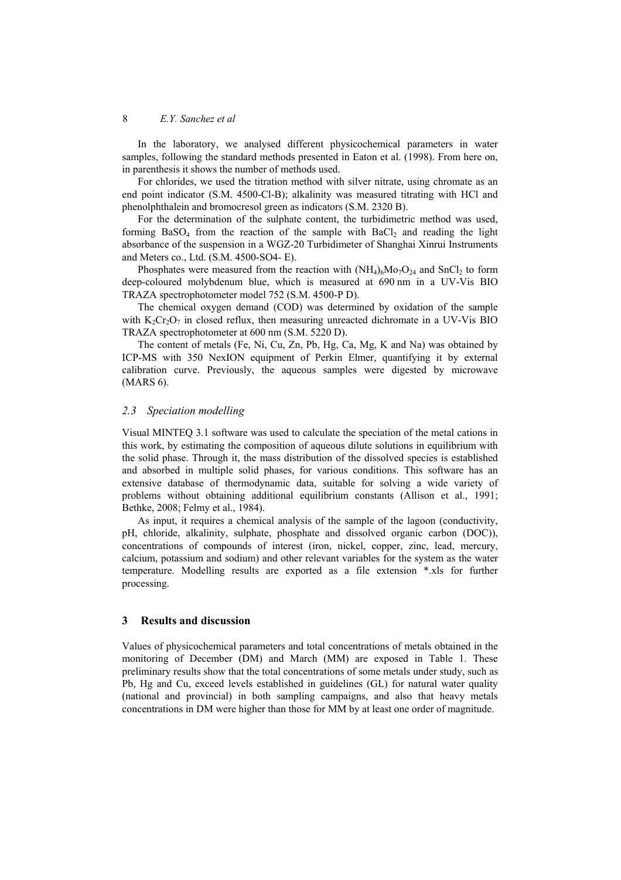In the laboratory, we analysed different physicochemical parameters in water samples, following the standard methods presented in Eaton et al. (1998). From here on, in parenthesis it shows the number of methods used.

For chlorides, we used the titration method with silver nitrate, using chromate as an end point indicator (S.M. 4500-Cl-B); alkalinity was measured titrating with HCl and phenolphthalein and bromocresol green as indicators (S.M. 2320 B).

For the determination of the sulphate content, the turbidimetric method was used, forming $BaSO_4$ from the reaction of the sample with $BaCl_2$ and reading the light absorbance of the suspension in a WGZ-20 Turbidimeter of Shanghai Xinrui Instruments and Meters co., Ltd. (S.M. 4500-SO4- E).

Phosphates were measured from the reaction with $(NH_4)_6Mo_7O_{24}$ and $SnCl_2$ to form deep-coloured molybdenum blue, which is measured at 690 nm in a UV-Vis BIO TRAZA spectrophotometer model 752 (S.M. 4500-P D).

The chemical oxygen demand (COD) was determined by oxidation of the sample with $K_2Cr_2O_7$ in closed reflux, then measuring unreacted dichromate in a UV-Vis BIO TRAZA spectrophotometer at 600 nm (S.M. 5220 D).

The content of metals (Fe, Ni, Cu, Zn, Pb, Hg, Ca, Mg, K and Na) was obtained by ICP-MS with 350 NexION equipment of Perkin Elmer, quantifying it by external calibration curve. Previously, the aqueous samples were digested by microwave (MARS 6).

### *2.3 Speciation modelling*

Visual MINTEQ 3.1 software was used to calculate the speciation of the metal cations in this work, by estimating the composition of aqueous dilute solutions in equilibrium with the solid phase. Through it, the mass distribution of the dissolved species is established and absorbed in multiple solid phases, for various conditions. This software has an extensive database of thermodynamic data, suitable for solving a wide variety of problems without obtaining additional equilibrium constants (Allison et al., 1991; Bethke, 2008; Felmy et al., 1984).

As input, it requires a chemical analysis of the sample of the lagoon (conductivity, pH, chloride, alkalinity, sulphate, phosphate and dissolved organic carbon (DOC)), concentrations of compounds of interest (iron, nickel, copper, zinc, lead, mercury, calcium, potassium and sodium) and other relevant variables for the system as the water temperature. Modelling results are exported as a file extension *.xls for further processing.

## 3 Results and discussion

Values of physicochemical parameters and total concentrations of metals obtained in the monitoring of December (DM) and March (MM) are exposed in Table 1. These preliminary results show that the total concentrations of some metals under study, such as Pb, Hg and Cu, exceed levels established in guidelines (GL) for natural water quality (national and provincial) in both sampling campaigns, and also that heavy metals concentrations in DM were higher than those for MM by at least one order of magnitude.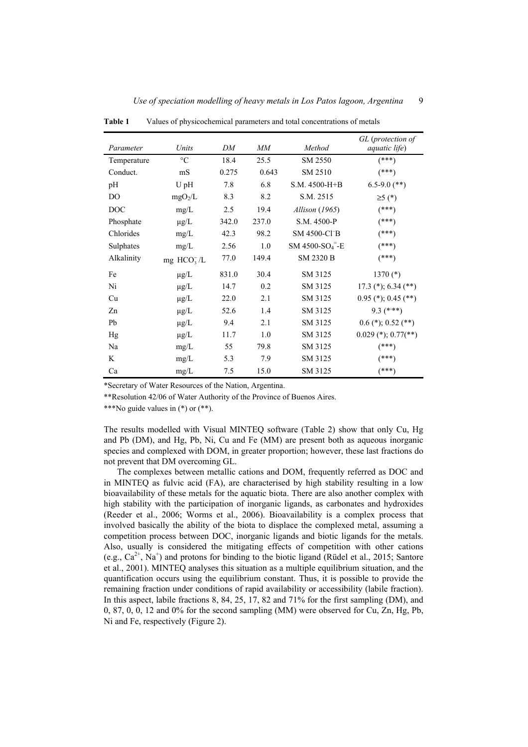**Table 1** Values of physicochemical parameters and total concentrations of metals

| *Parameter* | *Units* | *DM* | *MM* | *Method* | *GL (protection of aquatic life)* |
|---|---|---|---|---|---|
| Temperature | °C | 18.4 | 25.5 | SM 2550 | (***) |
| Conduct. | mS | 0.275 | 0.643 | SM 2510 | (***) |
| pH | U pH | 7.8 | 6.8 | S.M. 4500-H+B | 6.5-9.0 (**) |
| DO | $mgO_2/L$ | 8.3 | 8.2 | S.M. 2515 | ≥5 (*) |
| DOC | mg/L | 2.5 | 19.4 | *Allison (1965)* | (***) |
| Phosphate | μg/L | 342.0 | 237.0 | S.M. 4500-P | (***) |
| Chlorides | mg/L | 42.3 | 98.2 | SM 4500-$Cl^-$B | (***) |
| Sulphates | mg/L | 2.56 | 1.0 | SM 4500-$SO_4^=$-E | (***) |
| Alkalinity | mg $HCO_3^-$/L | 77.0 | 149.4 | SM 2320 B | (***) |
| Fe | μg/L | 831.0 | 30.4 | SM 3125 | 1370 (*) |
| Ni | μg/L | 14.7 | 0.2 | SM 3125 | 17.3 (*); 6.34 (**) |
| Cu | μg/L | 22.0 | 2.1 | SM 3125 | 0.95 (*); 0.45 (**) |
| Zn | μg/L | 52.6 | 1.4 | SM 3125 | 9.3 (***) |
| Pb | μg/L | 9.4 | 2.1 | SM 3125 | 0.6 (*); 0.52 (**) |
| Hg | μg/L | 11.7 | 1.0 | SM 3125 | 0.029 (*); 0.77(**) |
| Na | mg/L | 55 | 79.8 | SM 3125 | (***) |
| K | mg/L | 5.3 | 7.9 | SM 3125 | (***) |
| Ca | mg/L | 7.5 | 15.0 | SM 3125 | (***) |

*Secretary of Water Resources of the Nation, Argentina.

**Resolution 42/06 of Water Authority of the Province of Buenos Aires.

***No guide values in (*) or (**).

The results modelled with Visual MINTEQ software (Table 2) show that only Cu, Hg and Pb (DM), and Hg, Pb, Ni, Cu and Fe (MM) are present both as aqueous inorganic species and complexed with DOM, in greater proportion; however, these last fractions do not prevent that DM overcoming GL.

The complexes between metallic cations and DOM, frequently referred as DOC and in MINTEQ as fulvic acid (FA), are characterised by high stability resulting in a low bioavailability of these metals for the aquatic biota. There are also another complex with high stability with the participation of inorganic ligands, as carbonates and hydroxides (Reeder et al., 2006; Worms et al., 2006). Bioavailability is a complex process that involved basically the ability of the biota to displace the complexed metal, assuming a competition process between DOC, inorganic ligands and biotic ligands for the metals. Also, usually is considered the mitigating effects of competition with other cations (e.g., $Ca^{2+}$, $Na^+$) and protons for binding to the biotic ligand (Rüdel et al., 2015; Santore et al., 2001). MINTEQ analyses this situation as a multiple equilibrium situation, and the quantification occurs using the equilibrium constant. Thus, it is possible to provide the remaining fraction under conditions of rapid availability or accessibility (labile fraction). In this aspect, labile fractions 8, 84, 25, 17, 82 and 71% for the first sampling (DM), and 0, 87, 0, 0, 12 and 0% for the second sampling (MM) were observed for Cu, Zn, Hg, Pb, Ni and Fe, respectively (Figure 2).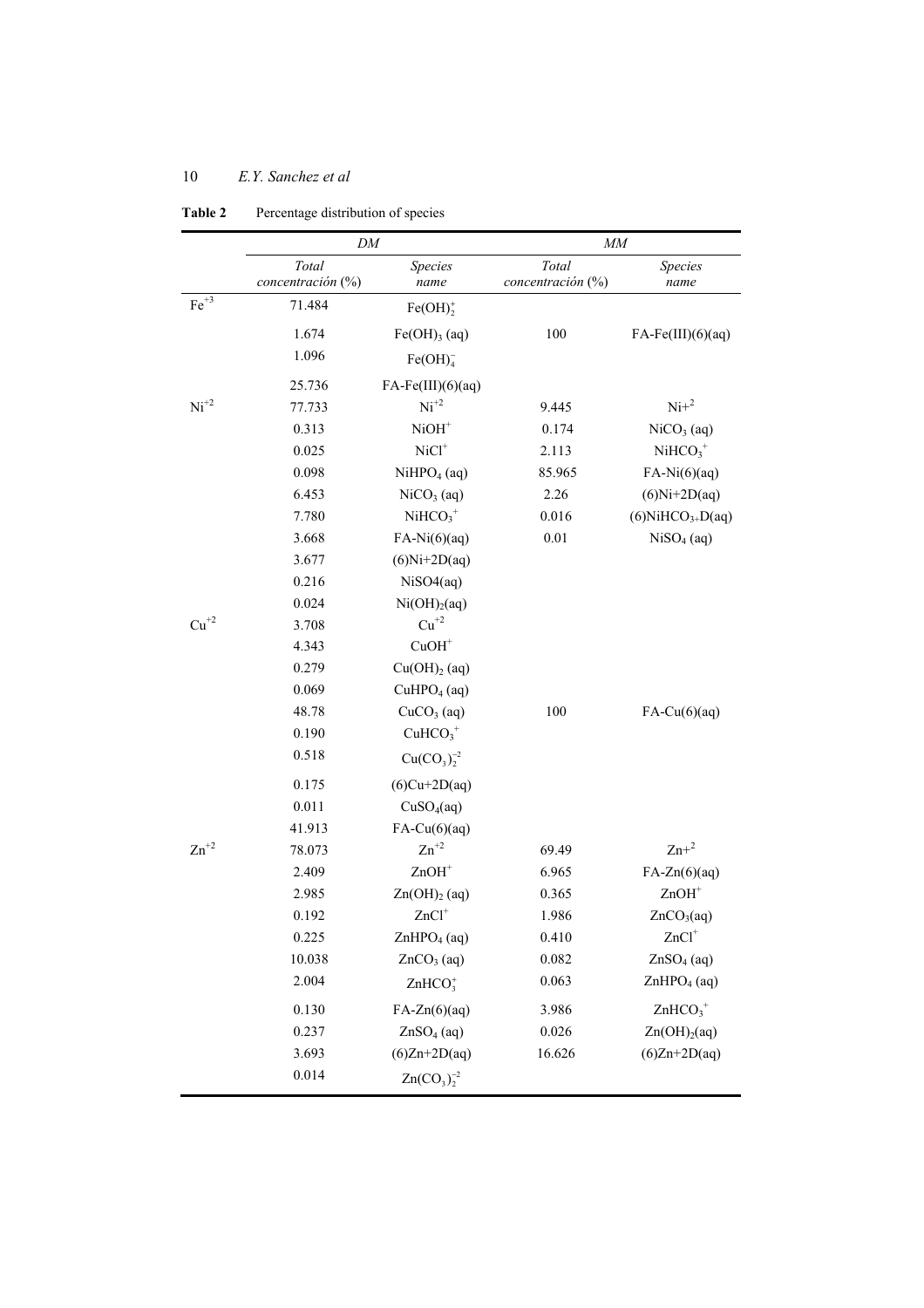**Table 2** Percentage distribution of species

| | *DM* | | *MM* | |
|---|---|---|---|---|
| | *Total concentración* (%) | *Species name* | *Total concentración* (%) | *Species name* |
| $Fe^{+3}$ | 71.484 | $Fe(OH)_2^+$ | | |
| | 1.674 | $Fe(OH)_3$ (aq) | 100 | FA-Fe(III)(6)(aq) |
| | 1.096 | $Fe(OH)_4^-$ | | |
| | 25.736 | FA-Fe(III)(6)(aq) | | |
| $Ni^{+2}$ | 77.733 | $Ni^{+2}$ | 9.445 | $Ni+^2$ |
| | 0.313 | $NiOH^+$ | 0.174 | $NiCO_3$ (aq) |
| | 0.025 | $NiCl^+$ | 2.113 | $NiHCO_3^+$ |
| | 0.098 | $NiHPO_4$ (aq) | 85.965 | FA-Ni(6)(aq) |
| | 6.453 | $NiCO_3$ (aq) | 2.26 | (6)Ni+2D(aq) |
| | 7.780 | $NiHCO_3^+$ | 0.016 | (6)$NiHCO_3$+D(aq) |
| | 3.668 | FA-Ni(6)(aq) | 0.01 | $NiSO_4$ (aq) |
| | 3.677 | (6)Ni+2D(aq) | | |
| | 0.216 | NiSO4(aq) | | |
| | 0.024 | $Ni(OH)_2$(aq) | | |
| $Cu^{+2}$ | 3.708 | $Cu^{+2}$ | | |
| | 4.343 | $CuOH^+$ | | |
| | 0.279 | $Cu(OH)_2$ (aq) | | |
| | 0.069 | $CuHPO_4$ (aq) | | |
| | 48.78 | $CuCO_3$ (aq) | 100 | FA-Cu(6)(aq) |
| | 0.190 | $CuHCO_3^+$ | | |
| | 0.518 | $Cu(CO_3)_2^{-2}$ | | |
| | 0.175 | (6)Cu+2D(aq) | | |
| | 0.011 | $CuSO_4$(aq) | | |
| | 41.913 | FA-Cu(6)(aq) | | |
| $Zn^{+2}$ | 78.073 | $Zn^{+2}$ | 69.49 | $Zn+^2$ |
| | 2.409 | $ZnOH^+$ | 6.965 | FA-Zn(6)(aq) |
| | 2.985 | $Zn(OH)_2$ (aq) | 0.365 | $ZnOH^+$ |
| | 0.192 | $ZnCl^+$ | 1.986 | $ZnCO_3$(aq) |
| | 0.225 | $ZnHPO_4$ (aq) | 0.410 | $ZnCl^+$ |
| | 10.038 | $ZnCO_3$ (aq) | 0.082 | $ZnSO_4$ (aq) |
| | 2.004 | $ZnHCO_3^+$ | 0.063 | $ZnHPO_4$ (aq) |
| | 0.130 | FA-Zn(6)(aq) | 3.986 | $ZnHCO_3^+$ |
| | 0.237 | $ZnSO_4$ (aq) | 0.026 | $Zn(OH)_2$(aq) |
| | 3.693 | (6)Zn+2D(aq) | 16.626 | (6)Zn+2D(aq) |
| | 0.014 | $Zn(CO_3)_2^{-2}$ | | |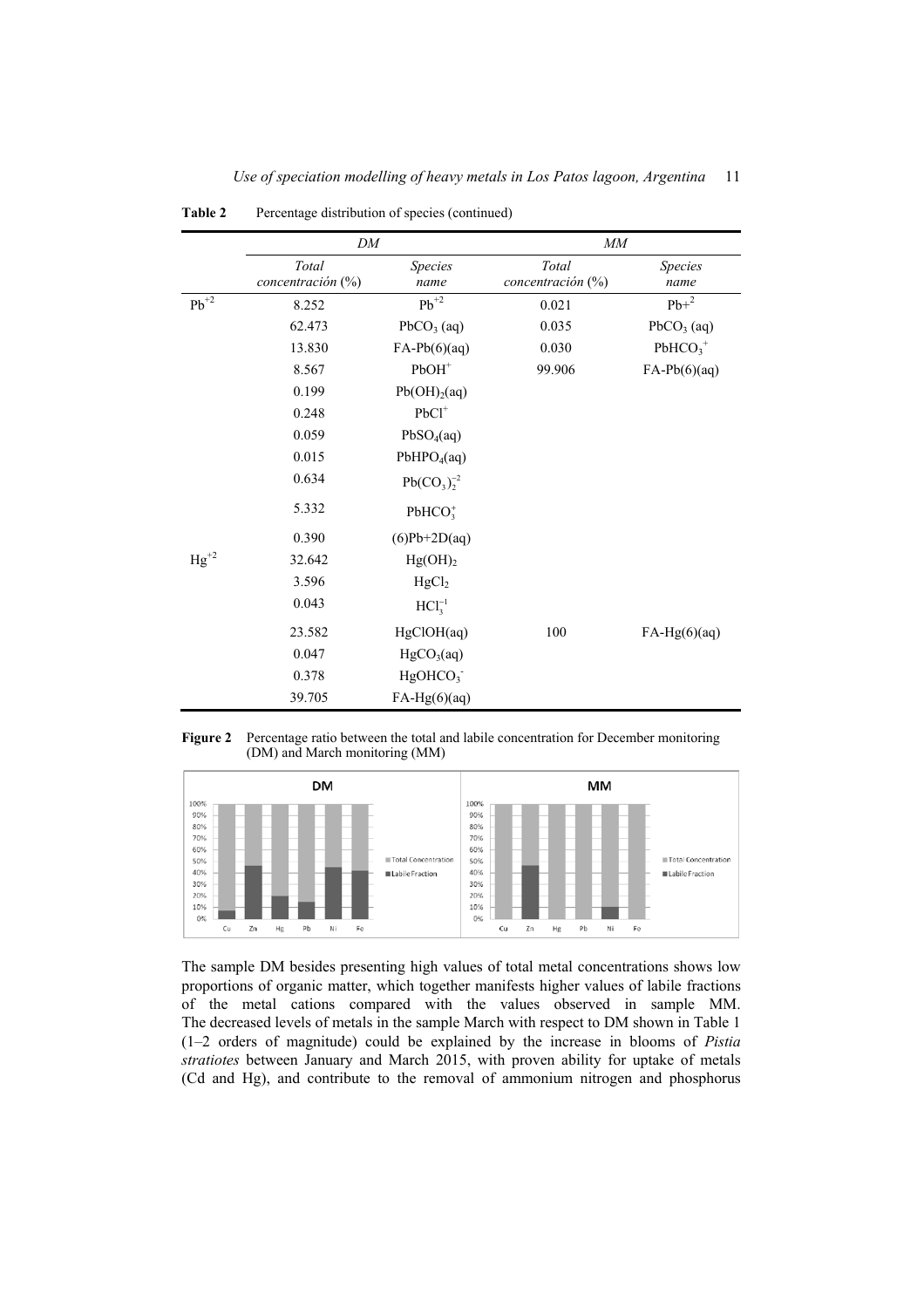**Table 2** Percentage distribution of species (continued)

| | DM | | MM | |
|---|---|---|---|---|
| | *Total concentración* (%) | *Species name* | *Total concentración* (%) | *Species name* |
| $Pb^{+2}$ | 8.252 | $Pb^{+2}$ | 0.021 | $Pb+^{2}$ |
| | 62.473 | $PbCO_3$ (aq) | 0.035 | $PbCO_3$ (aq) |
| | 13.830 | FA-Pb(6)(aq) | 0.030 | $PbHCO_3^{+}$ |
| | 8.567 | $PbOH^{+}$ | 99.906 | FA-Pb(6)(aq) |
| | 0.199 | $Pb(OH)_2$(aq) | | |
| | 0.248 | $PbCl^{+}$ | | |
| | 0.059 | $PbSO_4$(aq) | | |
| | 0.015 | $PbHPO_4$(aq) | | |
| | 0.634 | $Pb(CO_3)_2^{-2}$ | | |
| | 5.332 | $PbHCO_3^{+}$ | | |
| | 0.390 | (6)Pb+2D(aq) | | |
| $Hg^{+2}$ | 32.642 | $Hg(OH)_2$ | | |
| | 3.596 | $HgCl_2$ | | |
| | 0.043 | $HCl_3^{-1}$ | | |
| | 23.582 | HgClOH(aq) | 100 | FA-Hg(6)(aq) |
| | 0.047 | $HgCO_3$(aq) | | |
| | 0.378 | $HgOHCO_3^{-}$ | | |
| | 39.705 | FA-Hg(6)(aq) | | |

**Figure 2** Percentage ratio between the total and labile concentration for December monitoring (DM) and March monitoring (MM)

The sample DM besides presenting high values of total metal concentrations shows low proportions of organic matter, which together manifests higher values of labile fractions of the metal cations compared with the values observed in sample MM. The decreased levels of metals in the sample March with respect to DM shown in Table 1 (1–2 orders of magnitude) could be explained by the increase in blooms of *Pistia stratiotes* between January and March 2015, with proven ability for uptake of metals (Cd and Hg), and contribute to the removal of ammonium nitrogen and phosphorus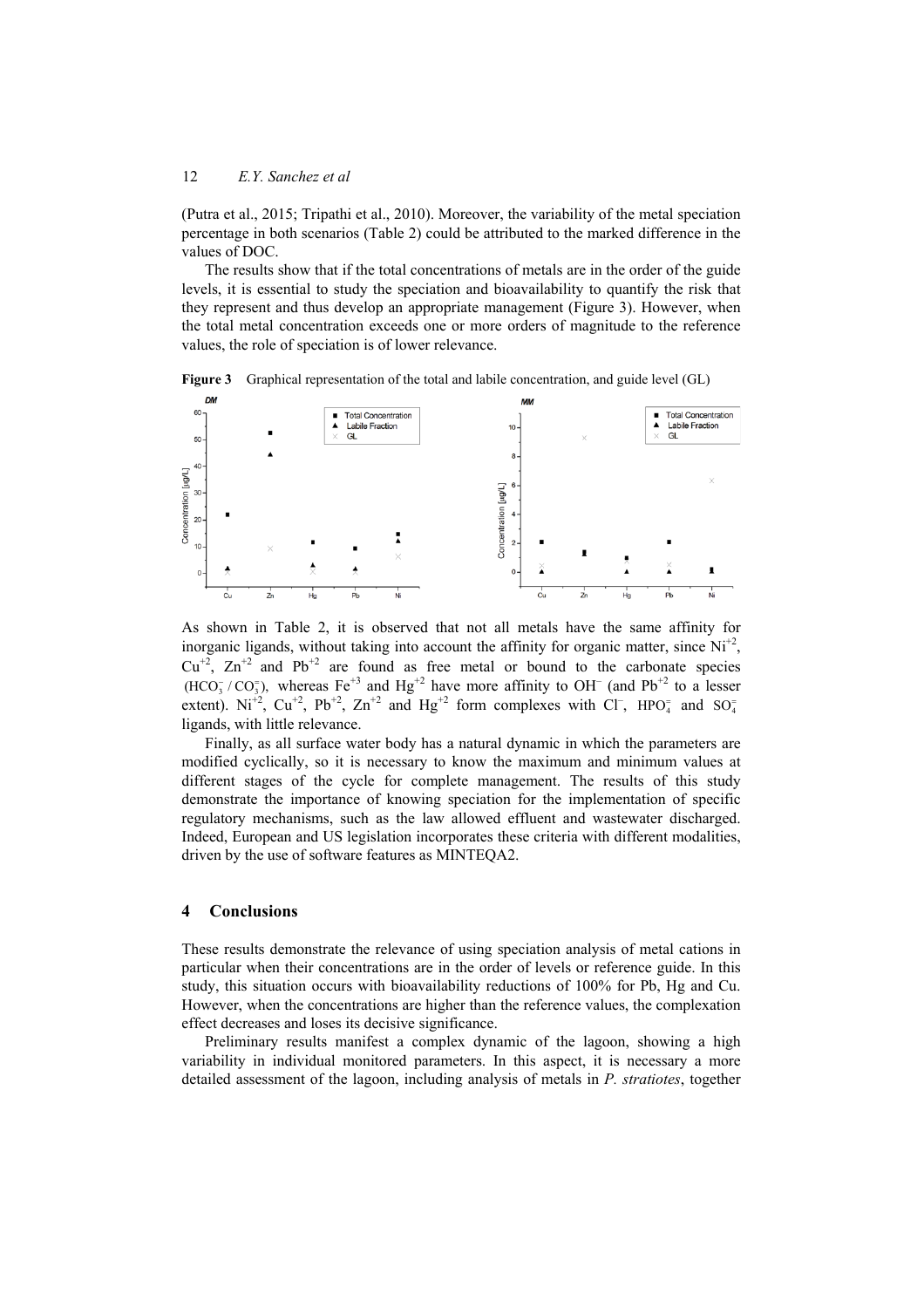(Putra et al., 2015; Tripathi et al., 2010). Moreover, the variability of the metal speciation percentage in both scenarios (Table 2) could be attributed to the marked difference in the values of DOC.

The results show that if the total concentrations of metals are in the order of the guide levels, it is essential to study the speciation and bioavailability to quantify the risk that they represent and thus develop an appropriate management (Figure 3). However, when the total metal concentration exceeds one or more orders of magnitude to the reference values, the role of speciation is of lower relevance.

**Figure 3** Graphical representation of the total and labile concentration, and guide level (GL)

As shown in Table 2, it is observed that not all metals have the same affinity for inorganic ligands, without taking into account the affinity for organic matter, since $Ni^{+2}$, $Cu^{+2}$, $Zn^{+2}$ and $Pb^{+2}$ are found as free metal or bound to the carbonate species $(HCO_3^- / CO_3^=)$, whereas $Fe^{+3}$ and $Hg^{+2}$ have more affinity to $OH^-$ (and $Pb^{+2}$ to a lesser extent). $Ni^{+2}$, $Cu^{+2}$, $Pb^{+2}$, $Zn^{+2}$ and $Hg^{+2}$ form complexes with $Cl^-$, $HPO_4^=$ and $SO_4^=$ ligands, with little relevance.

Finally, as all surface water body has a natural dynamic in which the parameters are modified cyclically, so it is necessary to know the maximum and minimum values at different stages of the cycle for complete management. The results of this study demonstrate the importance of knowing speciation for the implementation of specific regulatory mechanisms, such as the law allowed effluent and wastewater discharged. Indeed, European and US legislation incorporates these criteria with different modalities, driven by the use of software features as MINTEQA2.

## 4 Conclusions

These results demonstrate the relevance of using speciation analysis of metal cations in particular when their concentrations are in the order of levels or reference guide. In this study, this situation occurs with bioavailability reductions of 100% for Pb, Hg and Cu. However, when the concentrations are higher than the reference values, the complexation effect decreases and loses its decisive significance.

Preliminary results manifest a complex dynamic of the lagoon, showing a high variability in individual monitored parameters. In this aspect, it is necessary a more detailed assessment of the lagoon, including analysis of metals in *P. stratiotes*, together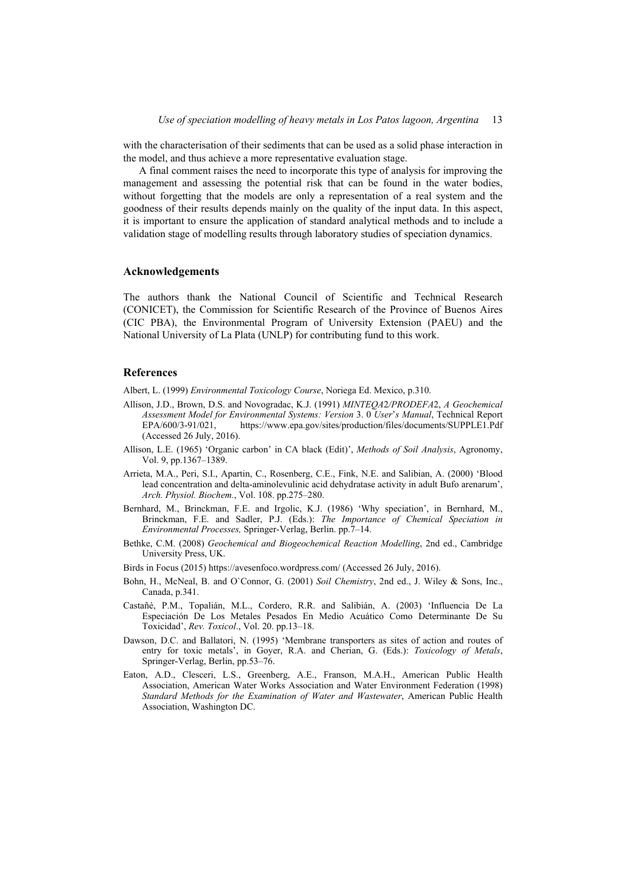with the characterisation of their sediments that can be used as a solid phase interaction in the model, and thus achieve a more representative evaluation stage.

A final comment raises the need to incorporate this type of analysis for improving the management and assessing the potential risk that can be found in the water bodies, without forgetting that the models are only a representation of a real system and the goodness of their results depends mainly on the quality of the input data. In this aspect, it is important to ensure the application of standard analytical methods and to include a validation stage of modelling results through laboratory studies of speciation dynamics.

## Acknowledgements

The authors thank the National Council of Scientific and Technical Research (CONICET), the Commission for Scientific Research of the Province of Buenos Aires (CIC PBA), the Environmental Program of University Extension (PAEU) and the National University of La Plata (UNLP) for contributing fund to this work.

## References

Albert, L. (1999) *Environmental Toxicology Course*, Noriega Ed. Mexico, p.310.

Allison, J.D., Brown, D.S. and Novogradac, K.J. (1991) *MINTEQA2/PRODEFA2*, *A Geochemical Assessment Model for Environmental Systems: Version* 3. 0 *User*'*s Manual*, Technical Report EPA/600/3-91/021, https://www.epa.gov/sites/production/files/documents/SUPPLE1.Pdf (Accessed 26 July, 2016).

Allison, L.E. (1965) 'Organic carbon' in CA black (Edit)', *Methods of Soil Analysis*, Agronomy, Vol. 9, pp.1367–1389.

Arrieta, M.A., Peri, S.I., Apartin, C., Rosenberg, C.E., Fink, N.E. and Salibian, A. (2000) 'Blood lead concentration and delta-aminolevulinic acid dehydratase activity in adult Bufo arenarum', *Arch. Physiol. Biochem.*, Vol. 108. pp.275–280.

Bernhard, M., Brinckman, F.E. and Irgolic, K.J. (1986) 'Why speciation', in Bernhard, M., Brinckman, F.E. and Sadler, P.J. (Eds.): *The Importance of Chemical Speciation in Environmental Processes,* Springer-Verlag, Berlin. pp.7–14.

Bethke, C.M. (2008) *Geochemical and Biogeochemical Reaction Modelling*, 2nd ed., Cambridge University Press, UK.

Birds in Focus (2015) https://avesenfoco.wordpress.com/ (Accessed 26 July, 2016).

Bohn, H., McNeal, B. and O`Connor, G. (2001) *Soil Chemistry*, 2nd ed., J. Wiley & Sons, Inc., Canada, p.341.

Castañé, P.M., Topalián, M.L., Cordero, R.R. and Salibián, A. (2003) 'Influencia De La Especiación De Los Metales Pesados En Medio Acuático Como Determinante De Su Toxicidad', *Rev. Toxicol*., Vol. 20. pp.13–18.

Dawson, D.C. and Ballatori, N. (1995) 'Membrane transporters as sites of action and routes of entry for toxic metals', in Goyer, R.A. and Cherian, G. (Eds.): *Toxicology of Metals*, Springer-Verlag, Berlin, pp.53–76.

Eaton, A.D., Clesceri, L.S., Greenberg, A.E., Franson, M.A.H., American Public Health Association, American Water Works Association and Water Environment Federation (1998) *Standard Methods for the Examination of Water and Wastewater*, American Public Health Association, Washington DC.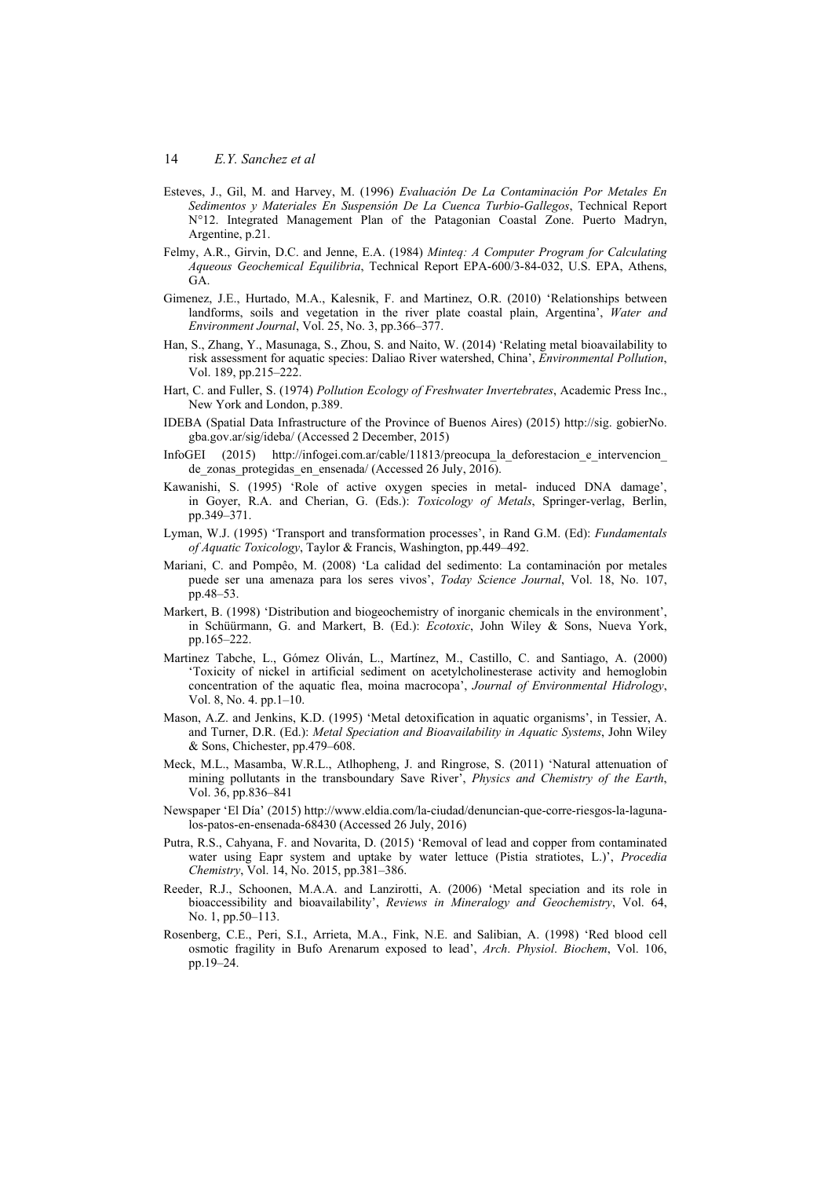Esteves, J., Gil, M. and Harvey, M. (1996) *Evaluación De La Contaminación Por Metales En Sedimentos y Materiales En Suspensión De La Cuenca Turbio-Gallegos*, Technical Report N°12. Integrated Management Plan of the Patagonian Coastal Zone. Puerto Madryn, Argentine, p.21.

Felmy, A.R., Girvin, D.C. and Jenne, E.A. (1984) *Minteq: A Computer Program for Calculating Aqueous Geochemical Equilibria*, Technical Report EPA-600/3-84-032, U.S. EPA, Athens, GA.

Gimenez, J.E., Hurtado, M.A., Kalesnik, F. and Martinez, O.R. (2010) 'Relationships between landforms, soils and vegetation in the river plate coastal plain, Argentina', *Water and Environment Journal*, Vol. 25, No. 3, pp.366–377.

Han, S., Zhang, Y., Masunaga, S., Zhou, S. and Naito, W. (2014) 'Relating metal bioavailability to risk assessment for aquatic species: Daliao River watershed, China', *Environmental Pollution*, Vol. 189, pp.215–222.

Hart, C. and Fuller, S. (1974) *Pollution Ecology of Freshwater Invertebrates*, Academic Press Inc., New York and London, p.389.

IDEBA (Spatial Data Infrastructure of the Province of Buenos Aires) (2015) http://sig. gobierNo. gba.gov.ar/sig/ideba/ (Accessed 2 December, 2015)

InfoGEI (2015) http://infogei.com.ar/cable/11813/preocupa_la_deforestacion_e_intervencion_de_zonas_protegidas_en_ensenada/ (Accessed 26 July, 2016).

Kawanishi, S. (1995) 'Role of active oxygen species in metal- induced DNA damage', in Goyer, R.A. and Cherian, G. (Eds.): *Toxicology of Metals*, Springer-verlag, Berlin, pp.349–371.

Lyman, W.J. (1995) 'Transport and transformation processes', in Rand G.M. (Ed): *Fundamentals of Aquatic Toxicology*, Taylor & Francis, Washington, pp.449–492.

Mariani, C. and Pompêo, M. (2008) 'La calidad del sedimento: La contaminación por metales puede ser una amenaza para los seres vivos', *Today Science Journal*, Vol. 18, No. 107, pp.48–53.

Markert, B. (1998) 'Distribution and biogeochemistry of inorganic chemicals in the environment', in Schüürmann, G. and Markert, B. (Ed.): *Ecotoxic*, John Wiley & Sons, Nueva York, pp.165–222.

Martinez Tabche, L., Gómez Oliván, L., Martínez, M., Castillo, C. and Santiago, A. (2000) 'Toxicity of nickel in artificial sediment on acetylcholinesterase activity and hemoglobin concentration of the aquatic flea, moina macrocopa', *Journal of Environmental Hidrology*, Vol. 8, No. 4. pp.1–10.

Mason, A.Z. and Jenkins, K.D. (1995) 'Metal detoxification in aquatic organisms', in Tessier, A. and Turner, D.R. (Ed.): *Metal Speciation and Bioavailability in Aquatic Systems*, John Wiley & Sons, Chichester, pp.479–608.

Meck, M.L., Masamba, W.R.L., Atlhopheng, J. and Ringrose, S. (2011) 'Natural attenuation of mining pollutants in the transboundary Save River', *Physics and Chemistry of the Earth*, Vol. 36, pp.836–841

Newspaper 'El Día' (2015) http://www.eldia.com/la-ciudad/denuncian-que-corre-riesgos-la-laguna-los-patos-en-ensenada-68430 (Accessed 26 July, 2016)

Putra, R.S., Cahyana, F. and Novarita, D. (2015) 'Removal of lead and copper from contaminated water using Eapr system and uptake by water lettuce (Pistia stratiotes, L.)', *Procedia Chemistry*, Vol. 14, No. 2015, pp.381–386.

Reeder, R.J., Schoonen, M.A.A. and Lanzirotti, A. (2006) 'Metal speciation and its role in bioaccessibility and bioavailability', *Reviews in Mineralogy and Geochemistry*, Vol. 64, No. 1, pp.50–113.

Rosenberg, C.E., Peri, S.I., Arrieta, M.A., Fink, N.E. and Salibian, A. (1998) 'Red blood cell osmotic fragility in Bufo Arenarum exposed to lead', *Arch*. *Physiol*. *Biochem*, Vol. 106, pp.19–24.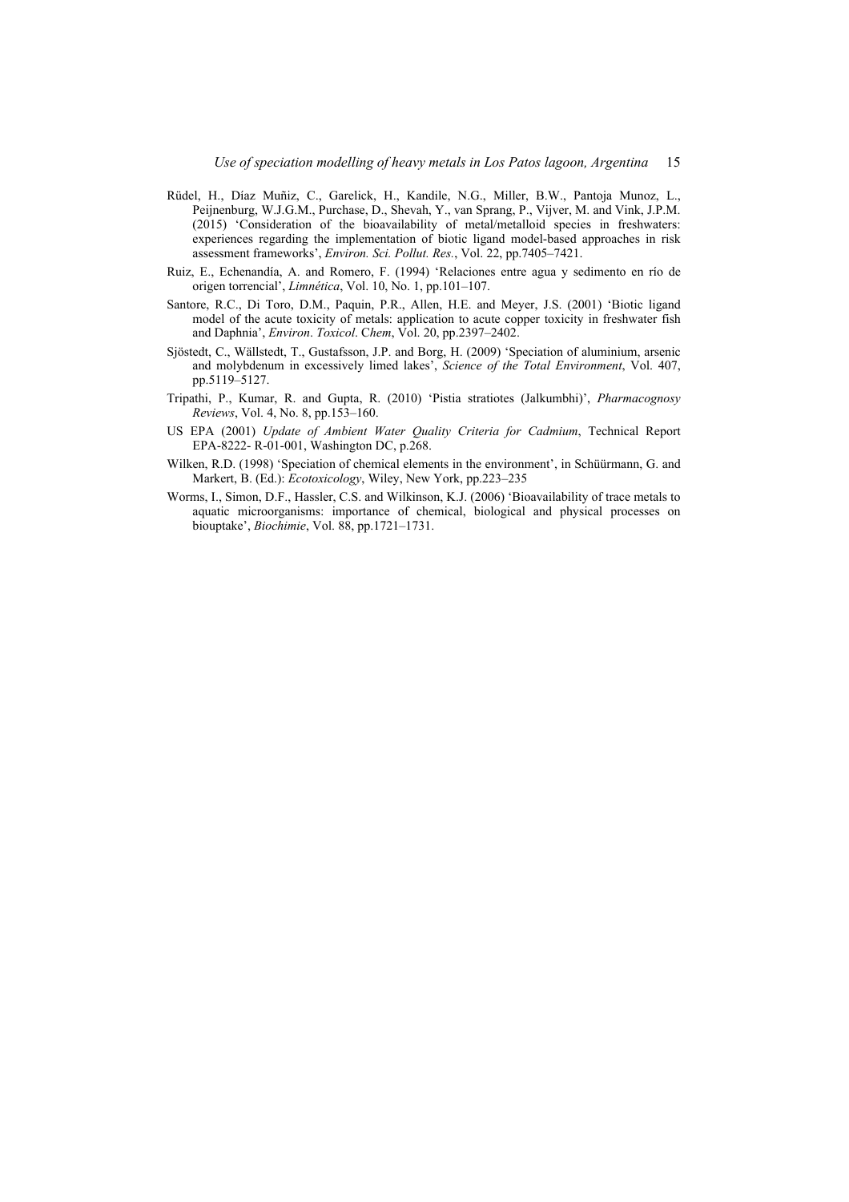Rüdel, H., Díaz Muñiz, C., Garelick, H., Kandile, N.G., Miller, B.W., Pantoja Munoz, L., Peijnenburg, W.J.G.M., Purchase, D., Shevah, Y., van Sprang, P., Vijver, M. and Vink, J.P.M. (2015) 'Consideration of the bioavailability of metal/metalloid species in freshwaters: experiences regarding the implementation of biotic ligand model-based approaches in risk assessment frameworks', *Environ. Sci. Pollut. Res.*, Vol. 22, pp.7405–7421.

Ruiz, E., Echenandía, A. and Romero, F. (1994) 'Relaciones entre agua y sedimento en río de origen torrencial', *Limnética*, Vol. 10, No. 1, pp.101–107.

Santore, R.C., Di Toro, D.M., Paquin, P.R., Allen, H.E. and Meyer, J.S. (2001) 'Biotic ligand model of the acute toxicity of metals: application to acute copper toxicity in freshwater fish and Daphnia', *Environ*. *Toxicol*. C*hem*, Vol. 20, pp.2397–2402.

Sjöstedt, C., Wällstedt, T., Gustafsson, J.P. and Borg, H. (2009) 'Speciation of aluminium, arsenic and molybdenum in excessively limed lakes', *Science of the Total Environment*, Vol. 407, pp.5119–5127.

Tripathi, P., Kumar, R. and Gupta, R. (2010) 'Pistia stratiotes (Jalkumbhi)', *Pharmacognosy Reviews*, Vol. 4, No. 8, pp.153–160.

US EPA (2001) *Update of Ambient Water Quality Criteria for Cadmium*, Technical Report EPA-8222- R-01-001, Washington DC, p.268.

Wilken, R.D. (1998) 'Speciation of chemical elements in the environment', in Schüürmann, G. and Markert, B. (Ed.): *Ecotoxicology*, Wiley, New York, pp.223–235

Worms, I., Simon, D.F., Hassler, C.S. and Wilkinson, K.J. (2006) 'Bioavailability of trace metals to aquatic microorganisms: importance of chemical, biological and physical processes on biouptake', *Biochimie*, Vol. 88, pp.1721–1731.